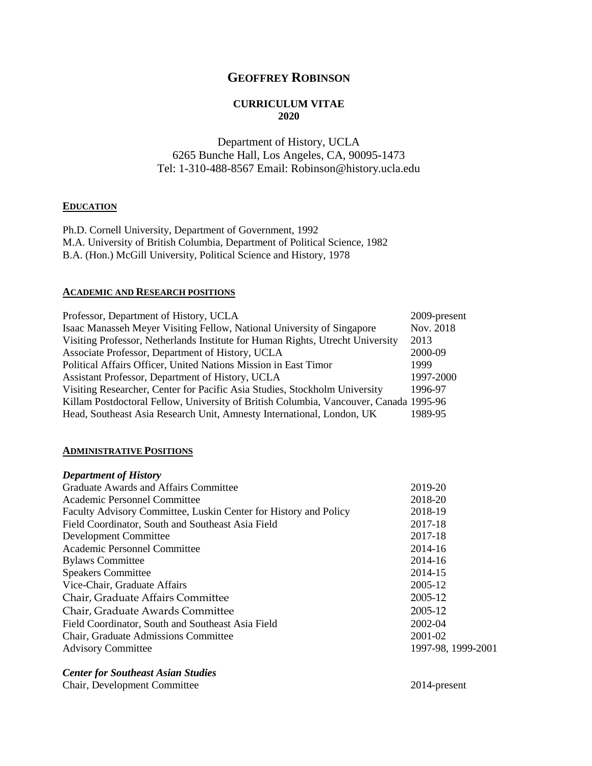# GEOFFREY ROBINSON

**CURRICULUM VITAE**
**2020**

Department of History, UCLA
6265 Bunche Hall, Los Angeles, CA, 90095-1473
Tel: 1-310-488-8567 Email: Robinson@history.ucla.edu

## EDUCATION

Ph.D. Cornell University, Department of Government, 1992
M.A. University of British Columbia, Department of Political Science, 1982
B.A. (Hon.) McGill University, Political Science and History, 1978

## ACADEMIC AND RESEARCH POSITIONS

| | |
|---|---|
| Professor, Department of History, UCLA | 2009-present |
| Isaac Manasseh Meyer Visiting Fellow, National University of Singapore | Nov. 2018 |
| Visiting Professor, Netherlands Institute for Human Rights, Utrecht University | 2013 |
| Associate Professor, Department of History, UCLA | 2000-09 |
| Political Affairs Officer, United Nations Mission in East Timor | 1999 |
| Assistant Professor, Department of History, UCLA | 1997-2000 |
| Visiting Researcher, Center for Pacific Asia Studies, Stockholm University | 1996-97 |
| Killam Postdoctoral Fellow, University of British Columbia, Vancouver, Canada | 1995-96 |
| Head, Southeast Asia Research Unit, Amnesty International, London, UK | 1989-95 |

## ADMINISTRATIVE POSITIONS

### *Department of History*

| | |
|---|---|
| Graduate Awards and Affairs Committee | 2019-20 |
| Academic Personnel Committee | 2018-20 |
| Faculty Advisory Committee, Luskin Center for History and Policy | 2018-19 |
| Field Coordinator, South and Southeast Asia Field | 2017-18 |
| Development Committee | 2017-18 |
| Academic Personnel Committee | 2014-16 |
| Bylaws Committee | 2014-16 |
| Speakers Committee | 2014-15 |
| Vice-Chair, Graduate Affairs | 2005-12 |
| Chair, Graduate Affairs Committee | 2005-12 |
| Chair, Graduate Awards Committee | 2005-12 |
| Field Coordinator, South and Southeast Asia Field | 2002-04 |
| Chair, Graduate Admissions Committee | 2001-02 |
| Advisory Committee | 1997-98, 1999-2001 |

### *Center for Southeast Asian Studies*

| | |
|---|---|
| Chair, Development Committee | 2014-present |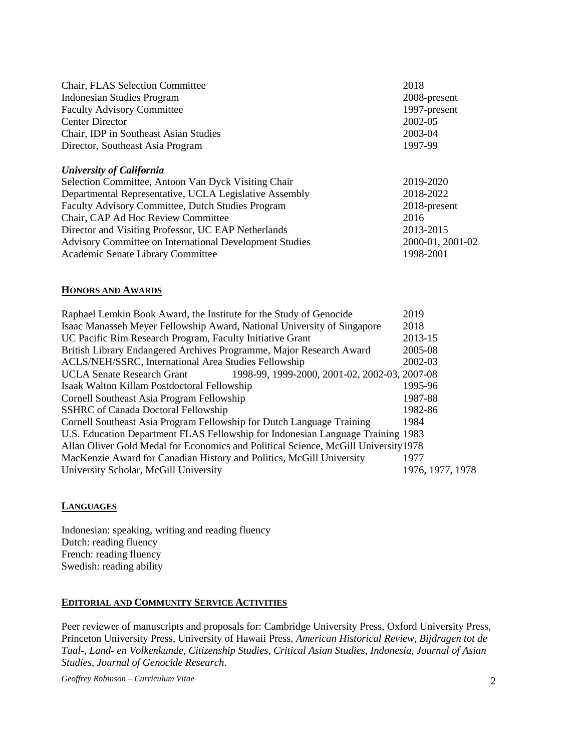| | |
|---|---|
| Chair, FLAS Selection Committee | 2018 |
| Indonesian Studies Program | 2008-present |
| Faculty Advisory Committee | 1997-present |
| Center Director | 2002-05 |
| Chair, IDP in Southeast Asian Studies | 2003-04 |
| Director, Southeast Asia Program | 1997-99 |

***University of California***

| | |
|---|---|
| Selection Committee, Antoon Van Dyck Visiting Chair | 2019-2020 |
| Departmental Representative, UCLA Legislative Assembly | 2018-2022 |
| Faculty Advisory Committee, Dutch Studies Program | 2018-present |
| Chair, CAP Ad Hoc Review Committee | 2016 |
| Director and Visiting Professor, UC EAP Netherlands | 2013-2015 |
| Advisory Committee on International Development Studies | 2000-01, 2001-02 |
| Academic Senate Library Committee | 1998-2001 |

## HONORS AND AWARDS

| | |
|---|---|
| Raphael Lemkin Book Award, the Institute for the Study of Genocide | 2019 |
| Isaac Manasseh Meyer Fellowship Award, National University of Singapore | 2018 |
| UC Pacific Rim Research Program, Faculty Initiative Grant | 2013-15 |
| British Library Endangered Archives Programme, Major Research Award | 2005-08 |
| ACLS/NEH/SSRC, International Area Studies Fellowship | 2002-03 |
| UCLA Senate Research Grant | 1998-99, 1999-2000, 2001-02, 2002-03, 2007-08 |
| Isaak Walton Killam Postdoctoral Fellowship | 1995-96 |
| Cornell Southeast Asia Program Fellowship | 1987-88 |
| SSHRC of Canada Doctoral Fellowship | 1982-86 |
| Cornell Southeast Asia Program Fellowship for Dutch Language Training | 1984 |
| U.S. Education Department FLAS Fellowship for Indonesian Language Training | 1983 |
| Allan Oliver Gold Medal for Economics and Political Science, McGill University | 1978 |
| MacKenzie Award for Canadian History and Politics, McGill University | 1977 |
| University Scholar, McGill University | 1976, 1977, 1978 |

## LANGUAGES

Indonesian: speaking, writing and reading fluency
Dutch: reading fluency
French: reading fluency
Swedish: reading ability

## EDITORIAL AND COMMUNITY SERVICE ACTIVITIES

Peer reviewer of manuscripts and proposals for: Cambridge University Press, Oxford University Press, Princeton University Press, University of Hawaii Press, *American Historical Review*, *Bijdragen tot de Taal-, Land- en Volkenkunde*, *Citizenship Studies*, *Critical Asian Studies*, *Indonesia*, *Journal of Asian Studies*, *Journal of Genocide Research*.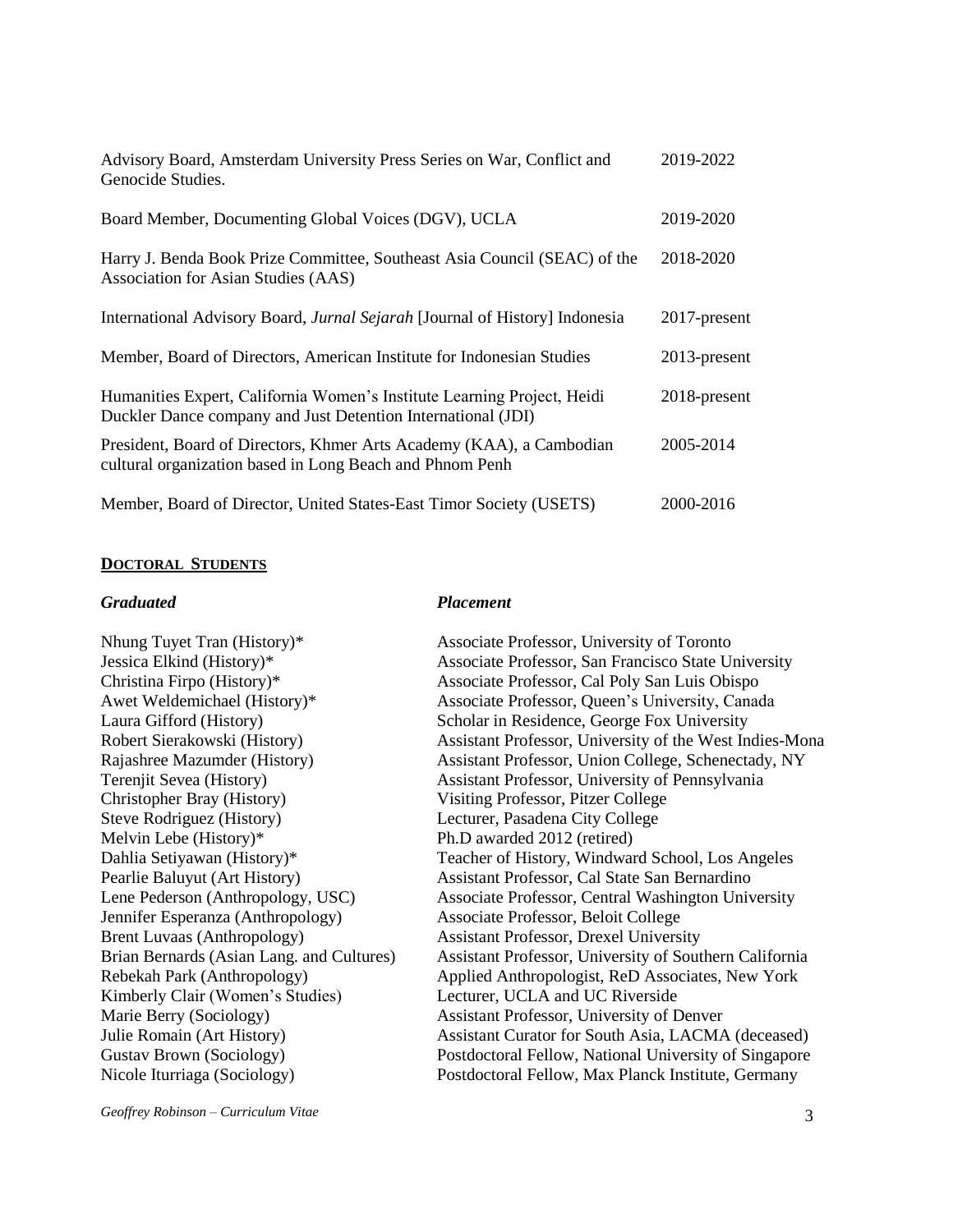| | |
|---|---|
| Advisory Board, Amsterdam University Press Series on War, Conflict and Genocide Studies. | 2019-2022 |
| Board Member, Documenting Global Voices (DGV), UCLA | 2019-2020 |
| Harry J. Benda Book Prize Committee, Southeast Asia Council (SEAC) of the Association for Asian Studies (AAS) | 2018-2020 |
| International Advisory Board, *Jurnal Sejarah* [Journal of History] Indonesia | 2017-present |
| Member, Board of Directors, American Institute for Indonesian Studies | 2013-present |
| Humanities Expert, California Women's Institute Learning Project, Heidi Duckler Dance company and Just Detention International (JDI) | 2018-present |
| President, Board of Directors, Khmer Arts Academy (KAA), a Cambodian cultural organization based in Long Beach and Phnom Penh | 2005-2014 |
| Member, Board of Director, United States-East Timor Society (USETS) | 2000-2016 |

## DOCTORAL STUDENTS

| *Graduated* | *Placement* |
|---|---|
| Nhung Tuyet Tran (History)* | Associate Professor, University of Toronto |
| Jessica Elkind (History)* | Associate Professor, San Francisco State University |
| Christina Firpo (History)* | Associate Professor, Cal Poly San Luis Obispo |
| Awet Weldemichael (History)* | Associate Professor, Queen's University, Canada |
| Laura Gifford (History) | Scholar in Residence, George Fox University |
| Robert Sierakowski (History) | Assistant Professor, University of the West Indies-Mona |
| Rajashree Mazumder (History) | Assistant Professor, Union College, Schenectady, NY |
| Terenjit Sevea (History) | Assistant Professor, University of Pennsylvania |
| Christopher Bray (History) | Visiting Professor, Pitzer College |
| Steve Rodriguez (History) | Lecturer, Pasadena City College |
| Melvin Lebe (History)* | Ph.D awarded 2012 (retired) |
| Dahlia Setiyawan (History)* | Teacher of History, Windward School, Los Angeles |
| Pearlie Baluyut (Art History) | Assistant Professor, Cal State San Bernardino |
| Lene Pederson (Anthropology, USC) | Associate Professor, Central Washington University |
| Jennifer Esperanza (Anthropology) | Associate Professor, Beloit College |
| Brent Luvaas (Anthropology) | Assistant Professor, Drexel University |
| Brian Bernards (Asian Lang. and Cultures) | Assistant Professor, University of Southern California |
| Rebekah Park (Anthropology) | Applied Anthropologist, ReD Associates, New York |
| Kimberly Clair (Women's Studies) | Lecturer, UCLA and UC Riverside |
| Marie Berry (Sociology) | Assistant Professor, University of Denver |
| Julie Romain (Art History) | Assistant Curator for South Asia, LACMA (deceased) |
| Gustav Brown (Sociology) | Postdoctoral Fellow, National University of Singapore |
| Nicole Iturriaga (Sociology) | Postdoctoral Fellow, Max Planck Institute, Germany |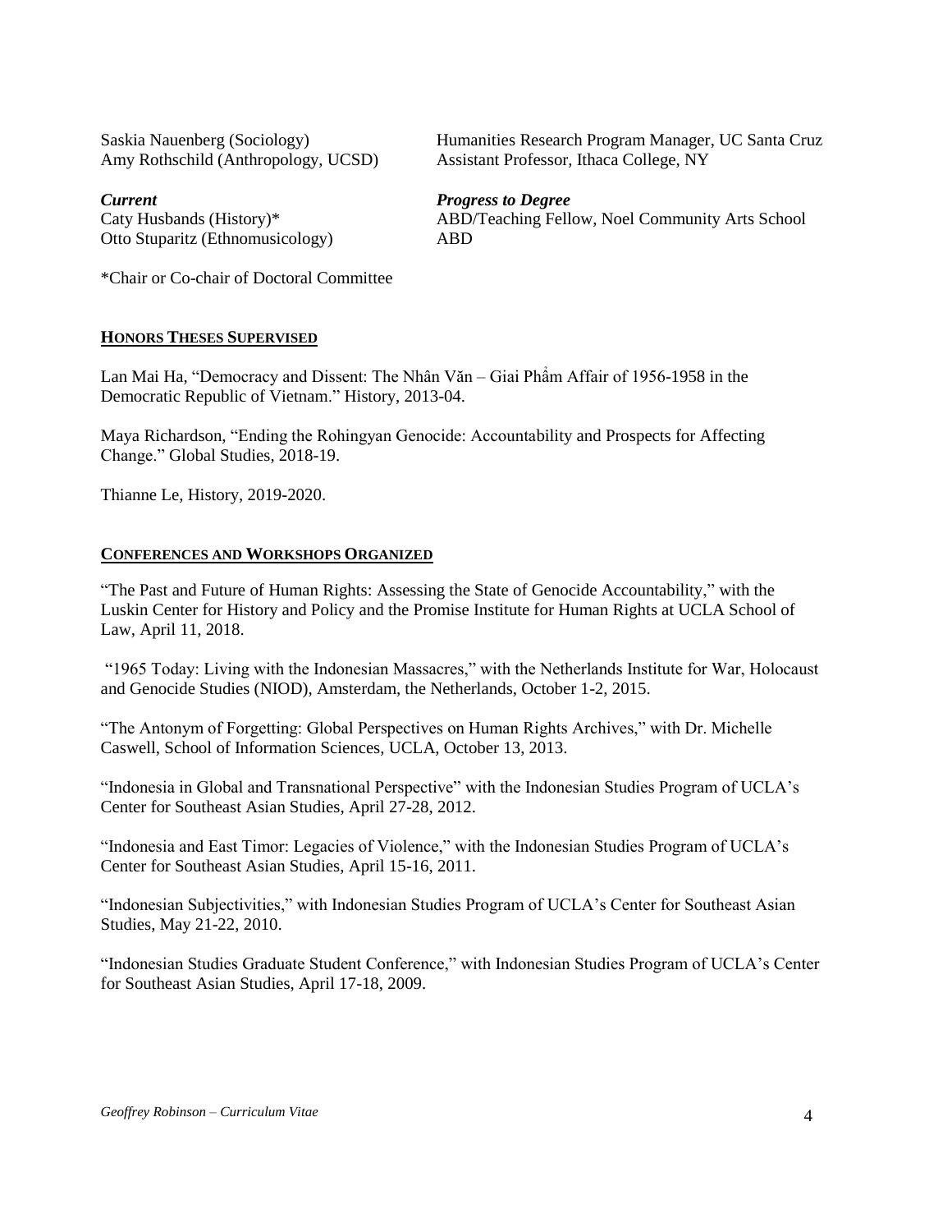| | |
|---|---|
| Saskia Nauenberg (Sociology) | Humanities Research Program Manager, UC Santa Cruz |
| Amy Rothschild (Anthropology, UCSD) | Assistant Professor, Ithaca College, NY |
| ***Current*** | ***Progress to Degree*** |
| Caty Husbands (History)* | ABD/Teaching Fellow, Noel Community Arts School |
| Otto Stuparitz (Ethnomusicology) | ABD |

*Chair or Co-chair of Doctoral Committee

## HONORS THESES SUPERVISED

Lan Mai Ha, "Democracy and Dissent: The Nhân Văn – Giai Phẩm Affair of 1956-1958 in the Democratic Republic of Vietnam." History, 2013-04.

Maya Richardson, "Ending the Rohingyan Genocide: Accountability and Prospects for Affecting Change." Global Studies, 2018-19.

Thianne Le, History, 2019-2020.

## CONFERENCES AND WORKSHOPS ORGANIZED

"The Past and Future of Human Rights: Assessing the State of Genocide Accountability," with the Luskin Center for History and Policy and the Promise Institute for Human Rights at UCLA School of Law, April 11, 2018.

"1965 Today: Living with the Indonesian Massacres," with the Netherlands Institute for War, Holocaust and Genocide Studies (NIOD), Amsterdam, the Netherlands, October 1-2, 2015.

"The Antonym of Forgetting: Global Perspectives on Human Rights Archives," with Dr. Michelle Caswell, School of Information Sciences, UCLA, October 13, 2013.

"Indonesia in Global and Transnational Perspective" with the Indonesian Studies Program of UCLA's Center for Southeast Asian Studies, April 27-28, 2012.

"Indonesia and East Timor: Legacies of Violence," with the Indonesian Studies Program of UCLA's Center for Southeast Asian Studies, April 15-16, 2011.

"Indonesian Subjectivities," with Indonesian Studies Program of UCLA's Center for Southeast Asian Studies, May 21-22, 2010.

"Indonesian Studies Graduate Student Conference," with Indonesian Studies Program of UCLA's Center for Southeast Asian Studies, April 17-18, 2009.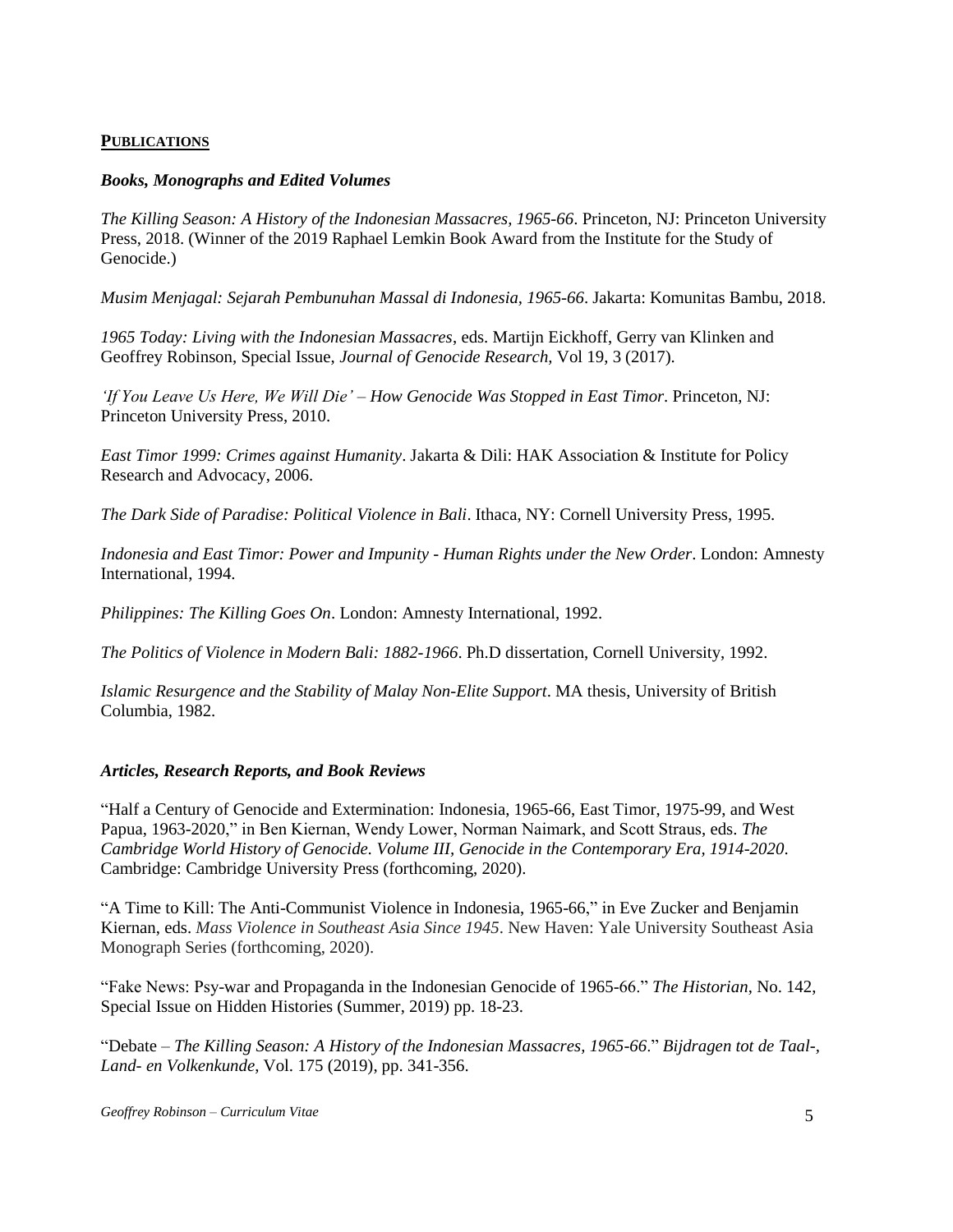## PUBLICATIONS

### *Books, Monographs and Edited Volumes*

*The Killing Season: A History of the Indonesian Massacres, 1965-66*. Princeton, NJ: Princeton University Press, 2018. (Winner of the 2019 Raphael Lemkin Book Award from the Institute for the Study of Genocide.)

*Musim Menjagal: Sejarah Pembunuhan Massal di Indonesia, 1965-66*. Jakarta: Komunitas Bambu, 2018.

*1965 Today: Living with the Indonesian Massacres*, eds. Martijn Eickhoff, Gerry van Klinken and Geoffrey Robinson, Special Issue, *Journal of Genocide Research*, Vol 19, 3 (2017).

*'If You Leave Us Here, We Will Die' – How Genocide Was Stopped in East Timor*. Princeton, NJ: Princeton University Press, 2010.

*East Timor 1999: Crimes against Humanity*. Jakarta & Dili: HAK Association & Institute for Policy Research and Advocacy, 2006.

*The Dark Side of Paradise: Political Violence in Bali*. Ithaca, NY: Cornell University Press, 1995.

*Indonesia and East Timor: Power and Impunity - Human Rights under the New Order*. London: Amnesty International, 1994.

*Philippines: The Killing Goes On*. London: Amnesty International, 1992.

*The Politics of Violence in Modern Bali: 1882-1966*. Ph.D dissertation, Cornell University, 1992.

*Islamic Resurgence and the Stability of Malay Non-Elite Support*. MA thesis, University of British Columbia, 1982.

### *Articles, Research Reports, and Book Reviews*

"Half a Century of Genocide and Extermination: Indonesia, 1965-66, East Timor, 1975-99, and West Papua, 1963-2020," in Ben Kiernan, Wendy Lower, Norman Naimark, and Scott Straus, eds. *The Cambridge World History of Genocide. Volume III, Genocide in the Contemporary Era, 1914-2020*. Cambridge: Cambridge University Press (forthcoming, 2020).

"A Time to Kill: The Anti-Communist Violence in Indonesia, 1965-66," in Eve Zucker and Benjamin Kiernan, eds. *Mass Violence in Southeast Asia Since 1945*. New Haven: Yale University Southeast Asia Monograph Series (forthcoming, 2020).

"Fake News: Psy-war and Propaganda in the Indonesian Genocide of 1965-66." *The Historian*, No. 142, Special Issue on Hidden Histories (Summer, 2019) pp. 18-23.

"Debate – *The Killing Season: A History of the Indonesian Massacres, 1965-66*." *Bijdragen tot de Taal-, Land- en Volkenkunde*, Vol. 175 (2019), pp. 341-356.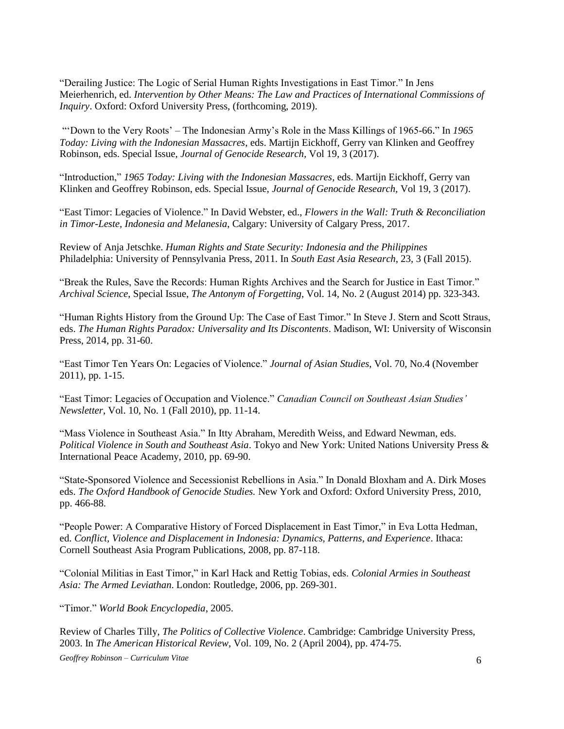"Derailing Justice: The Logic of Serial Human Rights Investigations in East Timor." In Jens Meierhenrich, ed. *Intervention by Other Means: The Law and Practices of International Commissions of Inquiry*. Oxford: Oxford University Press, (forthcoming, 2019).

"'Down to the Very Roots' – The Indonesian Army's Role in the Mass Killings of 1965-66." In *1965 Today: Living with the Indonesian Massacres*, eds. Martijn Eickhoff, Gerry van Klinken and Geoffrey Robinson, eds. Special Issue, *Journal of Genocide Research*, Vol 19, 3 (2017).

"Introduction," *1965 Today: Living with the Indonesian Massacres*, eds. Martijn Eickhoff, Gerry van Klinken and Geoffrey Robinson, eds. Special Issue, *Journal of Genocide Research*, Vol 19, 3 (2017).

"East Timor: Legacies of Violence." In David Webster, ed., *Flowers in the Wall: Truth & Reconciliation in Timor-Leste, Indonesia and Melanesia*, Calgary: University of Calgary Press, 2017.

Review of Anja Jetschke. *Human Rights and State Security: Indonesia and the Philippines* Philadelphia: University of Pennsylvania Press, 2011. In *South East Asia Research*, 23, 3 (Fall 2015).

"Break the Rules, Save the Records: Human Rights Archives and the Search for Justice in East Timor." *Archival Science*, Special Issue, *The Antonym of Forgetting*, Vol. 14, No. 2 (August 2014) pp. 323-343.

"Human Rights History from the Ground Up: The Case of East Timor." In Steve J. Stern and Scott Straus, eds. *The Human Rights Paradox: Universality and Its Discontents*. Madison, WI: University of Wisconsin Press, 2014, pp. 31-60.

"East Timor Ten Years On: Legacies of Violence." *Journal of Asian Studies*, Vol. 70, No.4 (November 2011), pp. 1-15.

"East Timor: Legacies of Occupation and Violence." *Canadian Council on Southeast Asian Studies' Newsletter*, Vol. 10, No. 1 (Fall 2010), pp. 11-14.

"Mass Violence in Southeast Asia." In Itty Abraham, Meredith Weiss, and Edward Newman, eds. *Political Violence in South and Southeast Asia*. Tokyo and New York: United Nations University Press & International Peace Academy, 2010, pp. 69-90.

"State-Sponsored Violence and Secessionist Rebellions in Asia." In Donald Bloxham and A. Dirk Moses eds. *The Oxford Handbook of Genocide Studies.* New York and Oxford: Oxford University Press, 2010, pp. 466-88.

"People Power: A Comparative History of Forced Displacement in East Timor," in Eva Lotta Hedman, ed. *Conflict, Violence and Displacement in Indonesia: Dynamics, Patterns, and Experience*. Ithaca: Cornell Southeast Asia Program Publications, 2008, pp. 87-118.

"Colonial Militias in East Timor," in Karl Hack and Rettig Tobias, eds. *Colonial Armies in Southeast Asia: The Armed Leviathan*. London: Routledge, 2006, pp. 269-301.

"Timor." *World Book Encyclopedia*, 2005.

Review of Charles Tilly, *The Politics of Collective Violence*. Cambridge: Cambridge University Press, 2003. In *The American Historical Review*, Vol. 109, No. 2 (April 2004), pp. 474-75.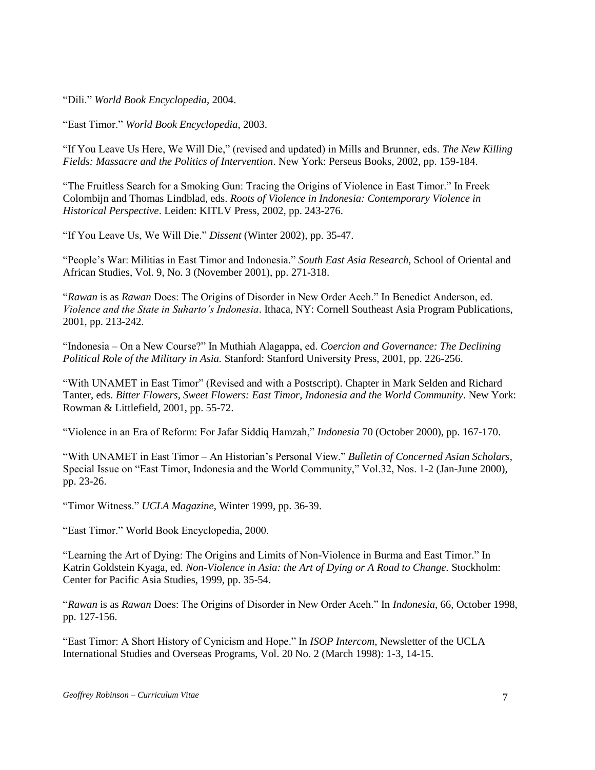"Dili." *World Book Encyclopedia*, 2004.

"East Timor." *World Book Encyclopedia*, 2003.

"If You Leave Us Here, We Will Die," (revised and updated) in Mills and Brunner, eds. *The New Killing Fields: Massacre and the Politics of Intervention*. New York: Perseus Books, 2002, pp. 159-184.

"The Fruitless Search for a Smoking Gun: Tracing the Origins of Violence in East Timor." In Freek Colombijn and Thomas Lindblad, eds. *Roots of Violence in Indonesia: Contemporary Violence in Historical Perspective*. Leiden: KITLV Press, 2002, pp. 243-276.

"If You Leave Us, We Will Die." *Dissent* (Winter 2002), pp. 35-47.

"People's War: Militias in East Timor and Indonesia." *South East Asia Research*, School of Oriental and African Studies, Vol. 9, No. 3 (November 2001), pp. 271-318.

"*Rawan* is as *Rawan* Does: The Origins of Disorder in New Order Aceh." In Benedict Anderson, ed. *Violence and the State in Suharto's Indonesia*. Ithaca, NY: Cornell Southeast Asia Program Publications, 2001, pp. 213-242.

"Indonesia – On a New Course?" In Muthiah Alagappa, ed. *Coercion and Governance: The Declining Political Role of the Military in Asia.* Stanford: Stanford University Press, 2001, pp. 226-256.

"With UNAMET in East Timor" (Revised and with a Postscript). Chapter in Mark Selden and Richard Tanter, eds. *Bitter Flowers, Sweet Flowers: East Timor, Indonesia and the World Community*. New York: Rowman & Littlefield, 2001, pp. 55-72.

"Violence in an Era of Reform: For Jafar Siddiq Hamzah," *Indonesia* 70 (October 2000), pp. 167-170.

"With UNAMET in East Timor – An Historian's Personal View." *Bulletin of Concerned Asian Scholars*, Special Issue on "East Timor, Indonesia and the World Community," Vol.32, Nos. 1-2 (Jan-June 2000), pp. 23-26.

"Timor Witness." *UCLA Magazine*, Winter 1999, pp. 36-39.

"East Timor." World Book Encyclopedia, 2000.

"Learning the Art of Dying: The Origins and Limits of Non-Violence in Burma and East Timor." In Katrin Goldstein Kyaga, ed. *Non-Violence in Asia: the Art of Dying or A Road to Change.* Stockholm: Center for Pacific Asia Studies, 1999, pp. 35-54.

"*Rawan* is as *Rawan* Does: The Origins of Disorder in New Order Aceh." In *Indonesia*, 66, October 1998, pp. 127-156.

"East Timor: A Short History of Cynicism and Hope." In *ISOP Intercom*, Newsletter of the UCLA International Studies and Overseas Programs, Vol. 20 No. 2 (March 1998): 1-3, 14-15.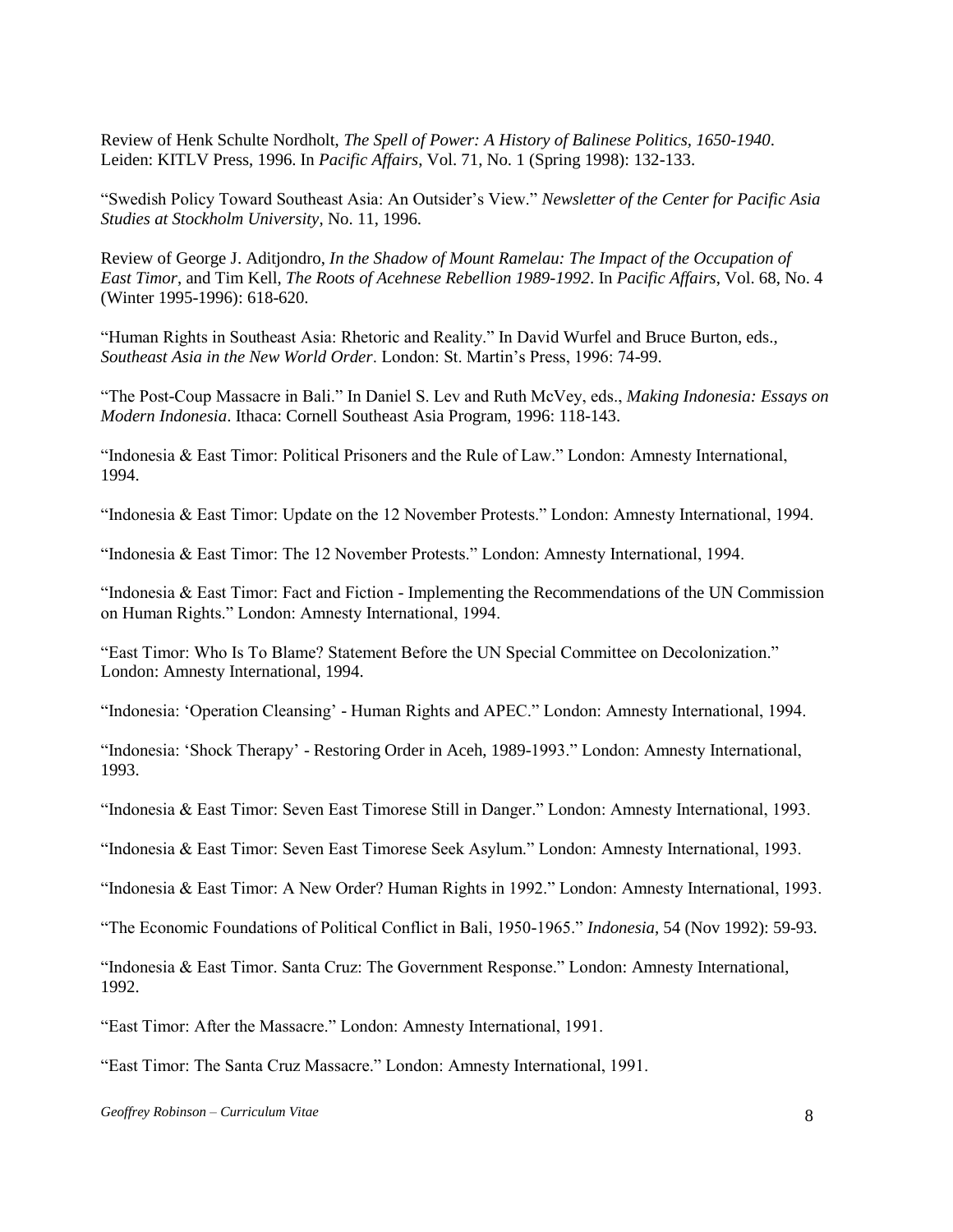Review of Henk Schulte Nordholt, *The Spell of Power: A History of Balinese Politics, 1650-1940*. Leiden: KITLV Press, 1996. In *Pacific Affairs*, Vol. 71, No. 1 (Spring 1998): 132-133.

"Swedish Policy Toward Southeast Asia: An Outsider's View." *Newsletter of the Center for Pacific Asia Studies at Stockholm University*, No. 11, 1996.

Review of George J. Aditjondro, *In the Shadow of Mount Ramelau: The Impact of the Occupation of East Timor*, and Tim Kell, *The Roots of Acehnese Rebellion 1989-1992*. In *Pacific Affairs*, Vol. 68, No. 4 (Winter 1995-1996): 618-620.

"Human Rights in Southeast Asia: Rhetoric and Reality." In David Wurfel and Bruce Burton, eds., *Southeast Asia in the New World Order*. London: St. Martin's Press, 1996: 74-99.

"The Post-Coup Massacre in Bali." In Daniel S. Lev and Ruth McVey, eds., *Making Indonesia: Essays on Modern Indonesia*. Ithaca: Cornell Southeast Asia Program, 1996: 118-143.

"Indonesia & East Timor: Political Prisoners and the Rule of Law." London: Amnesty International, 1994.

"Indonesia & East Timor: Update on the 12 November Protests." London: Amnesty International, 1994.

"Indonesia & East Timor: The 12 November Protests." London: Amnesty International, 1994.

"Indonesia & East Timor: Fact and Fiction - Implementing the Recommendations of the UN Commission on Human Rights." London: Amnesty International, 1994.

"East Timor: Who Is To Blame? Statement Before the UN Special Committee on Decolonization." London: Amnesty International, 1994.

"Indonesia: 'Operation Cleansing' - Human Rights and APEC." London: Amnesty International, 1994.

"Indonesia: 'Shock Therapy' - Restoring Order in Aceh, 1989-1993." London: Amnesty International, 1993.

"Indonesia & East Timor: Seven East Timorese Still in Danger." London: Amnesty International, 1993.

"Indonesia & East Timor: Seven East Timorese Seek Asylum." London: Amnesty International, 1993.

"Indonesia & East Timor: A New Order? Human Rights in 1992." London: Amnesty International, 1993.

"The Economic Foundations of Political Conflict in Bali, 1950-1965." *Indonesia*, 54 (Nov 1992): 59-93.

"Indonesia & East Timor. Santa Cruz: The Government Response." London: Amnesty International, 1992.

"East Timor: After the Massacre." London: Amnesty International, 1991.

"East Timor: The Santa Cruz Massacre." London: Amnesty International, 1991.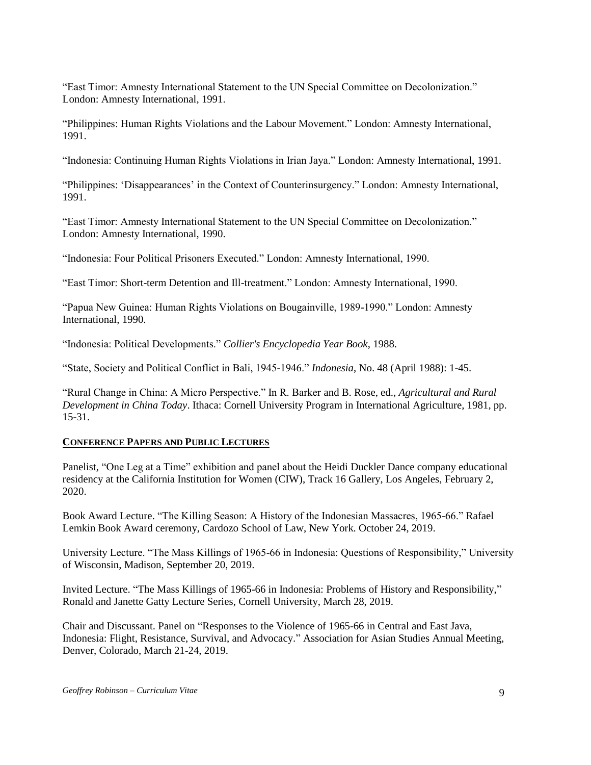"East Timor: Amnesty International Statement to the UN Special Committee on Decolonization." London: Amnesty International, 1991.

"Philippines: Human Rights Violations and the Labour Movement." London: Amnesty International, 1991.

"Indonesia: Continuing Human Rights Violations in Irian Jaya." London: Amnesty International, 1991.

"Philippines: 'Disappearances' in the Context of Counterinsurgency." London: Amnesty International, 1991.

"East Timor: Amnesty International Statement to the UN Special Committee on Decolonization." London: Amnesty International, 1990.

"Indonesia: Four Political Prisoners Executed." London: Amnesty International, 1990.

"East Timor: Short-term Detention and Ill-treatment." London: Amnesty International, 1990.

"Papua New Guinea: Human Rights Violations on Bougainville, 1989-1990." London: Amnesty International, 1990.

"Indonesia: Political Developments." *Collier's Encyclopedia Year Book*, 1988.

"State, Society and Political Conflict in Bali, 1945-1946." *Indonesia*, No. 48 (April 1988): 1-45.

"Rural Change in China: A Micro Perspective." In R. Barker and B. Rose, ed., *Agricultural and Rural Development in China Today*. Ithaca: Cornell University Program in International Agriculture, 1981, pp. 15-31.

## CONFERENCE PAPERS AND PUBLIC LECTURES

Panelist, "One Leg at a Time" exhibition and panel about the Heidi Duckler Dance company educational residency at the California Institution for Women (CIW), Track 16 Gallery, Los Angeles, February 2, 2020.

Book Award Lecture. "The Killing Season: A History of the Indonesian Massacres, 1965-66." Rafael Lemkin Book Award ceremony, Cardozo School of Law, New York. October 24, 2019.

University Lecture. "The Mass Killings of 1965-66 in Indonesia: Questions of Responsibility," University of Wisconsin, Madison, September 20, 2019.

Invited Lecture. "The Mass Killings of 1965-66 in Indonesia: Problems of History and Responsibility," Ronald and Janette Gatty Lecture Series, Cornell University, March 28, 2019.

Chair and Discussant. Panel on "Responses to the Violence of 1965-66 in Central and East Java, Indonesia: Flight, Resistance, Survival, and Advocacy." Association for Asian Studies Annual Meeting, Denver, Colorado, March 21-24, 2019.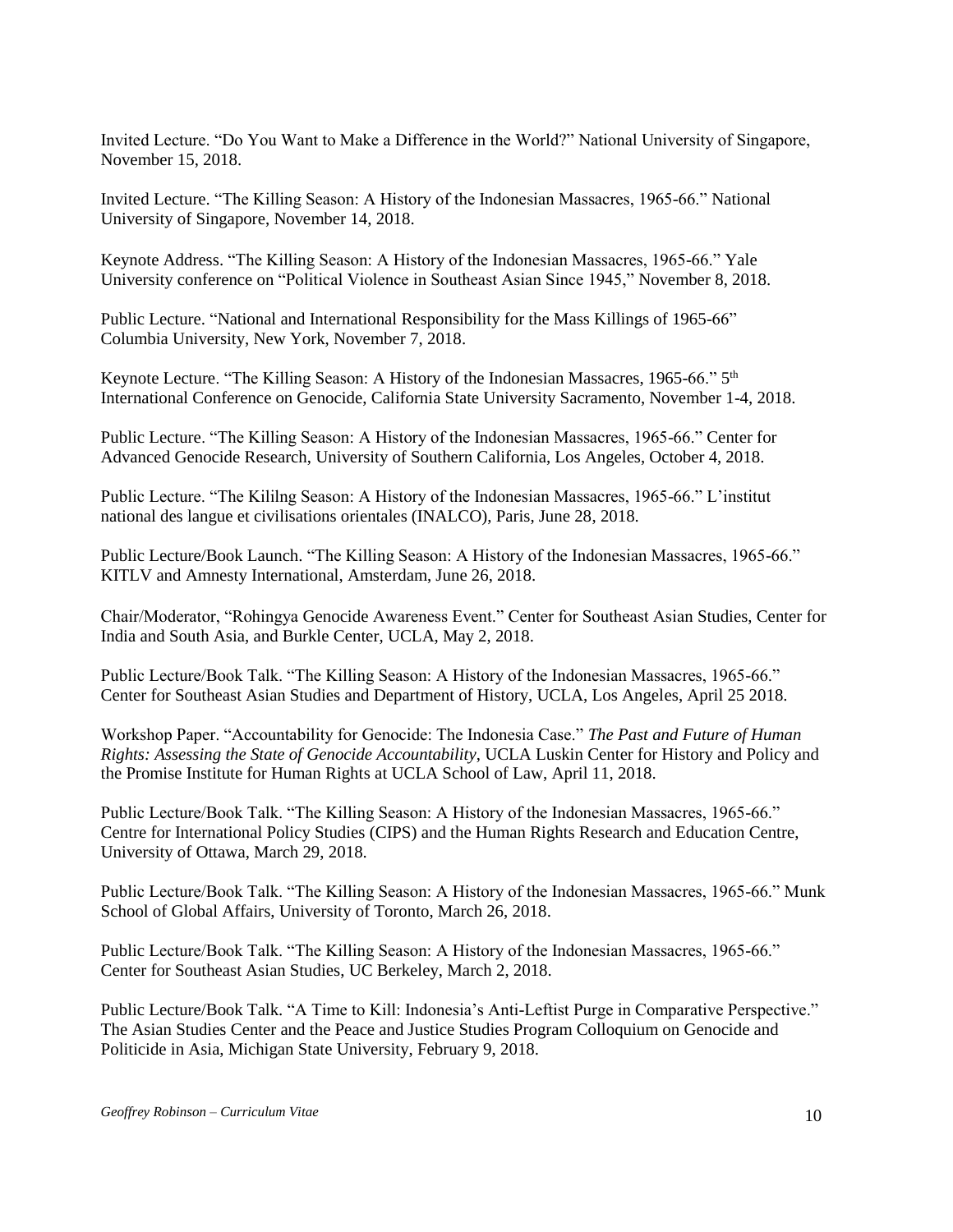Invited Lecture. "Do You Want to Make a Difference in the World?" National University of Singapore, November 15, 2018.

Invited Lecture. "The Killing Season: A History of the Indonesian Massacres, 1965-66." National University of Singapore, November 14, 2018.

Keynote Address. "The Killing Season: A History of the Indonesian Massacres, 1965-66." Yale University conference on "Political Violence in Southeast Asian Since 1945," November 8, 2018.

Public Lecture. "National and International Responsibility for the Mass Killings of 1965-66" Columbia University, New York, November 7, 2018.

Keynote Lecture. "The Killing Season: A History of the Indonesian Massacres, 1965-66." 5th International Conference on Genocide, California State University Sacramento, November 1-4, 2018.

Public Lecture. "The Killing Season: A History of the Indonesian Massacres, 1965-66." Center for Advanced Genocide Research, University of Southern California, Los Angeles, October 4, 2018.

Public Lecture. "The Kililng Season: A History of the Indonesian Massacres, 1965-66." L'institut national des langue et civilisations orientales (INALCO), Paris, June 28, 2018.

Public Lecture/Book Launch. "The Killing Season: A History of the Indonesian Massacres, 1965-66." KITLV and Amnesty International, Amsterdam, June 26, 2018.

Chair/Moderator, "Rohingya Genocide Awareness Event." Center for Southeast Asian Studies, Center for India and South Asia, and Burkle Center, UCLA, May 2, 2018.

Public Lecture/Book Talk. "The Killing Season: A History of the Indonesian Massacres, 1965-66." Center for Southeast Asian Studies and Department of History, UCLA, Los Angeles, April 25 2018.

Workshop Paper. "Accountability for Genocide: The Indonesia Case." *The Past and Future of Human Rights: Assessing the State of Genocide Accountability*, UCLA Luskin Center for History and Policy and the Promise Institute for Human Rights at UCLA School of Law, April 11, 2018.

Public Lecture/Book Talk. "The Killing Season: A History of the Indonesian Massacres, 1965-66." Centre for International Policy Studies (CIPS) and the Human Rights Research and Education Centre, University of Ottawa, March 29, 2018.

Public Lecture/Book Talk. "The Killing Season: A History of the Indonesian Massacres, 1965-66." Munk School of Global Affairs, University of Toronto, March 26, 2018.

Public Lecture/Book Talk. "The Killing Season: A History of the Indonesian Massacres, 1965-66." Center for Southeast Asian Studies, UC Berkeley, March 2, 2018.

Public Lecture/Book Talk. "A Time to Kill: Indonesia's Anti-Leftist Purge in Comparative Perspective." The Asian Studies Center and the Peace and Justice Studies Program Colloquium on Genocide and Politicide in Asia, Michigan State University, February 9, 2018.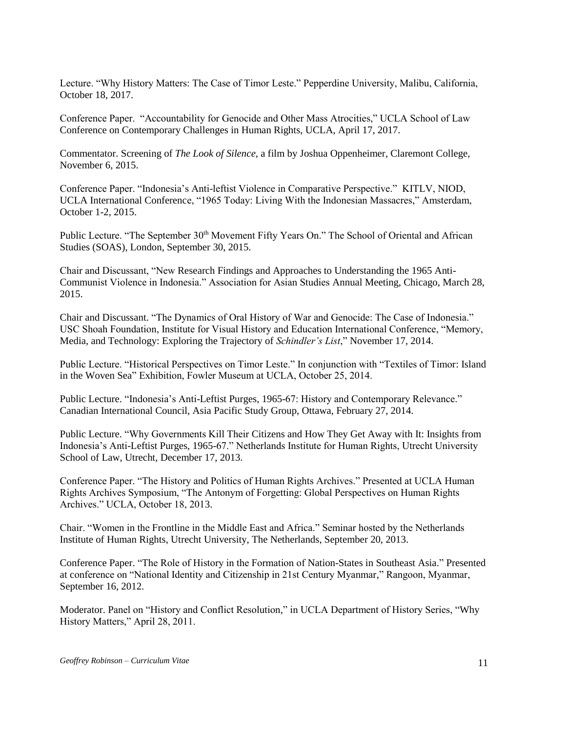Lecture. "Why History Matters: The Case of Timor Leste." Pepperdine University, Malibu, California, October 18, 2017.

Conference Paper. "Accountability for Genocide and Other Mass Atrocities," UCLA School of Law Conference on Contemporary Challenges in Human Rights, UCLA, April 17, 2017.

Commentator. Screening of *The Look of Silence*, a film by Joshua Oppenheimer, Claremont College, November 6, 2015.

Conference Paper. "Indonesia's Anti-leftist Violence in Comparative Perspective." KITLV, NIOD, UCLA International Conference, "1965 Today: Living With the Indonesian Massacres," Amsterdam, October 1-2, 2015.

Public Lecture. "The September 30th Movement Fifty Years On." The School of Oriental and African Studies (SOAS), London, September 30, 2015.

Chair and Discussant, "New Research Findings and Approaches to Understanding the 1965 Anti-Communist Violence in Indonesia." Association for Asian Studies Annual Meeting, Chicago, March 28, 2015.

Chair and Discussant. "The Dynamics of Oral History of War and Genocide: The Case of Indonesia." USC Shoah Foundation, Institute for Visual History and Education International Conference, "Memory, Media, and Technology: Exploring the Trajectory of *Schindler's List*," November 17, 2014.

Public Lecture. "Historical Perspectives on Timor Leste." In conjunction with "Textiles of Timor: Island in the Woven Sea" Exhibition, Fowler Museum at UCLA, October 25, 2014.

Public Lecture. "Indonesia's Anti-Leftist Purges, 1965-67: History and Contemporary Relevance." Canadian International Council, Asia Pacific Study Group, Ottawa, February 27, 2014.

Public Lecture. "Why Governments Kill Their Citizens and How They Get Away with It: Insights from Indonesia's Anti-Leftist Purges, 1965-67." Netherlands Institute for Human Rights, Utrecht University School of Law, Utrecht, December 17, 2013.

Conference Paper. "The History and Politics of Human Rights Archives." Presented at UCLA Human Rights Archives Symposium, "The Antonym of Forgetting: Global Perspectives on Human Rights Archives." UCLA, October 18, 2013.

Chair. "Women in the Frontline in the Middle East and Africa." Seminar hosted by the Netherlands Institute of Human Rights, Utrecht University, The Netherlands, September 20, 2013.

Conference Paper. "The Role of History in the Formation of Nation-States in Southeast Asia." Presented at conference on "National Identity and Citizenship in 21st Century Myanmar," Rangoon, Myanmar, September 16, 2012.

Moderator. Panel on "History and Conflict Resolution," in UCLA Department of History Series, "Why History Matters," April 28, 2011.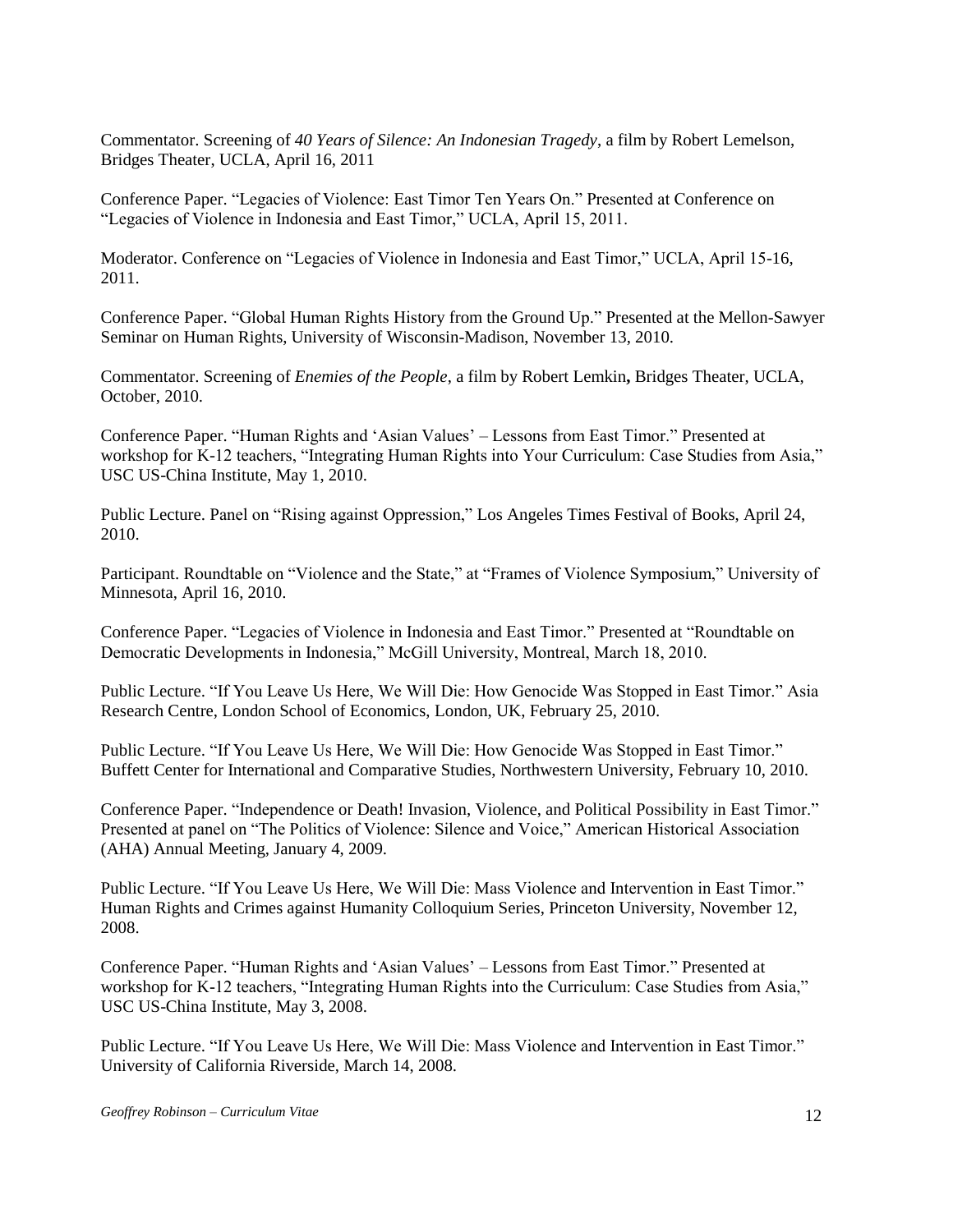Commentator. Screening of *40 Years of Silence: An Indonesian Tragedy*, a film by Robert Lemelson, Bridges Theater, UCLA, April 16, 2011

Conference Paper. "Legacies of Violence: East Timor Ten Years On." Presented at Conference on "Legacies of Violence in Indonesia and East Timor," UCLA, April 15, 2011.

Moderator. Conference on "Legacies of Violence in Indonesia and East Timor," UCLA, April 15-16, 2011.

Conference Paper. "Global Human Rights History from the Ground Up." Presented at the Mellon-Sawyer Seminar on Human Rights, University of Wisconsin-Madison, November 13, 2010.

Commentator. Screening of *Enemies of the People*, a film by Robert Lemkin**,** Bridges Theater, UCLA, October, 2010.

Conference Paper. "Human Rights and 'Asian Values' – Lessons from East Timor." Presented at workshop for K-12 teachers, "Integrating Human Rights into Your Curriculum: Case Studies from Asia," USC US-China Institute, May 1, 2010.

Public Lecture. Panel on "Rising against Oppression," Los Angeles Times Festival of Books, April 24, 2010.

Participant. Roundtable on "Violence and the State," at "Frames of Violence Symposium," University of Minnesota, April 16, 2010.

Conference Paper. "Legacies of Violence in Indonesia and East Timor." Presented at "Roundtable on Democratic Developments in Indonesia," McGill University, Montreal, March 18, 2010.

Public Lecture. "If You Leave Us Here, We Will Die: How Genocide Was Stopped in East Timor." Asia Research Centre, London School of Economics, London, UK, February 25, 2010.

Public Lecture. "If You Leave Us Here, We Will Die: How Genocide Was Stopped in East Timor." Buffett Center for International and Comparative Studies, Northwestern University, February 10, 2010.

Conference Paper. "Independence or Death! Invasion, Violence, and Political Possibility in East Timor." Presented at panel on "The Politics of Violence: Silence and Voice," American Historical Association (AHA) Annual Meeting, January 4, 2009.

Public Lecture. "If You Leave Us Here, We Will Die: Mass Violence and Intervention in East Timor." Human Rights and Crimes against Humanity Colloquium Series, Princeton University, November 12, 2008.

Conference Paper. "Human Rights and 'Asian Values' – Lessons from East Timor." Presented at workshop for K-12 teachers, "Integrating Human Rights into the Curriculum: Case Studies from Asia," USC US-China Institute, May 3, 2008.

Public Lecture. "If You Leave Us Here, We Will Die: Mass Violence and Intervention in East Timor." University of California Riverside, March 14, 2008.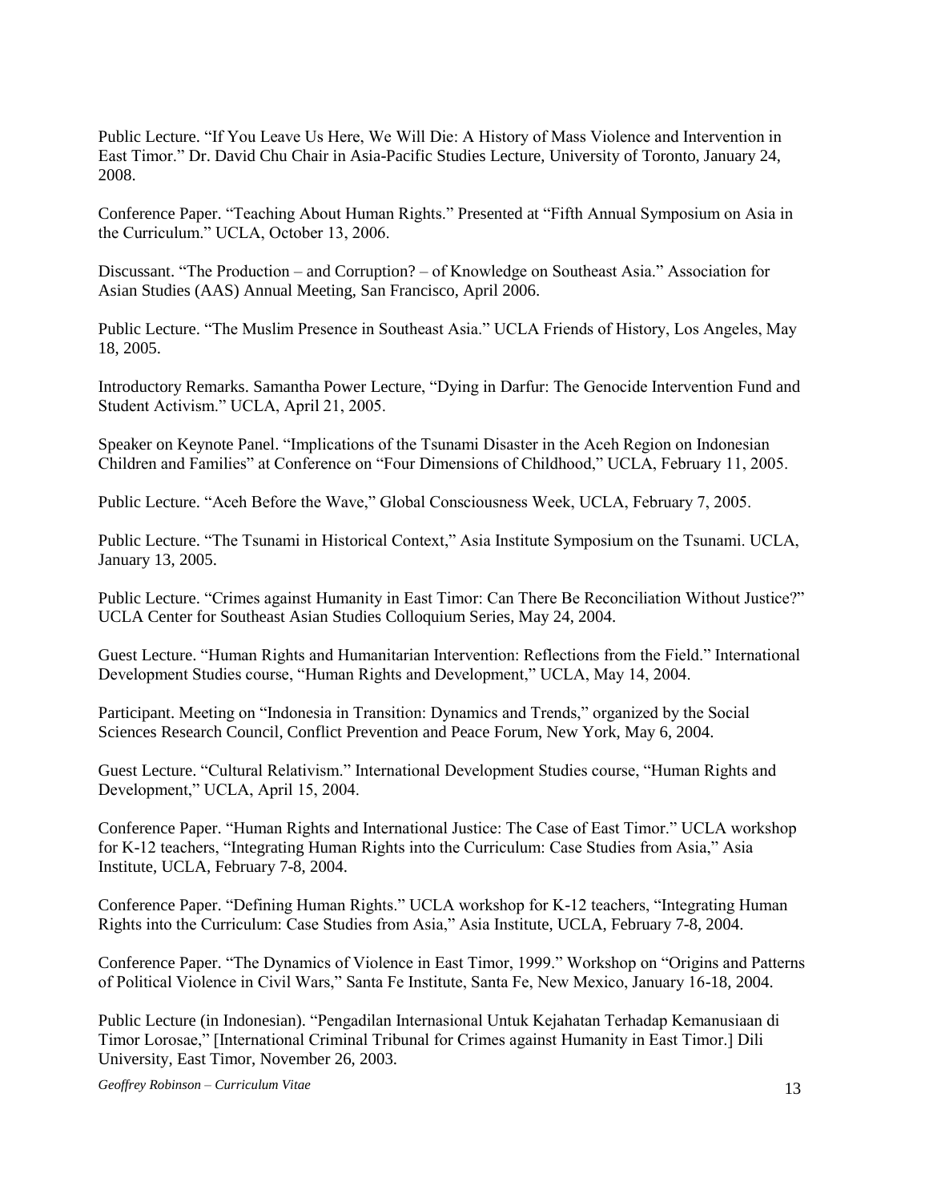Public Lecture. "If You Leave Us Here, We Will Die: A History of Mass Violence and Intervention in East Timor." Dr. David Chu Chair in Asia-Pacific Studies Lecture, University of Toronto, January 24, 2008.

Conference Paper. "Teaching About Human Rights." Presented at "Fifth Annual Symposium on Asia in the Curriculum." UCLA, October 13, 2006.

Discussant. "The Production – and Corruption? – of Knowledge on Southeast Asia." Association for Asian Studies (AAS) Annual Meeting, San Francisco, April 2006.

Public Lecture. "The Muslim Presence in Southeast Asia." UCLA Friends of History, Los Angeles, May 18, 2005.

Introductory Remarks. Samantha Power Lecture, "Dying in Darfur: The Genocide Intervention Fund and Student Activism." UCLA, April 21, 2005.

Speaker on Keynote Panel. "Implications of the Tsunami Disaster in the Aceh Region on Indonesian Children and Families" at Conference on "Four Dimensions of Childhood," UCLA, February 11, 2005.

Public Lecture. "Aceh Before the Wave," Global Consciousness Week, UCLA, February 7, 2005.

Public Lecture. "The Tsunami in Historical Context," Asia Institute Symposium on the Tsunami. UCLA, January 13, 2005.

Public Lecture. "Crimes against Humanity in East Timor: Can There Be Reconciliation Without Justice?" UCLA Center for Southeast Asian Studies Colloquium Series, May 24, 2004.

Guest Lecture. "Human Rights and Humanitarian Intervention: Reflections from the Field." International Development Studies course, "Human Rights and Development," UCLA, May 14, 2004.

Participant. Meeting on "Indonesia in Transition: Dynamics and Trends," organized by the Social Sciences Research Council, Conflict Prevention and Peace Forum, New York, May 6, 2004.

Guest Lecture. "Cultural Relativism." International Development Studies course, "Human Rights and Development," UCLA, April 15, 2004.

Conference Paper. "Human Rights and International Justice: The Case of East Timor." UCLA workshop for K-12 teachers, "Integrating Human Rights into the Curriculum: Case Studies from Asia," Asia Institute, UCLA, February 7-8, 2004.

Conference Paper. "Defining Human Rights." UCLA workshop for K-12 teachers, "Integrating Human Rights into the Curriculum: Case Studies from Asia," Asia Institute, UCLA, February 7-8, 2004.

Conference Paper. "The Dynamics of Violence in East Timor, 1999." Workshop on "Origins and Patterns of Political Violence in Civil Wars," Santa Fe Institute, Santa Fe, New Mexico, January 16-18, 2004.

Public Lecture (in Indonesian). "Pengadilan Internasional Untuk Kejahatan Terhadap Kemanusiaan di Timor Lorosae," [International Criminal Tribunal for Crimes against Humanity in East Timor.] Dili University, East Timor, November 26, 2003.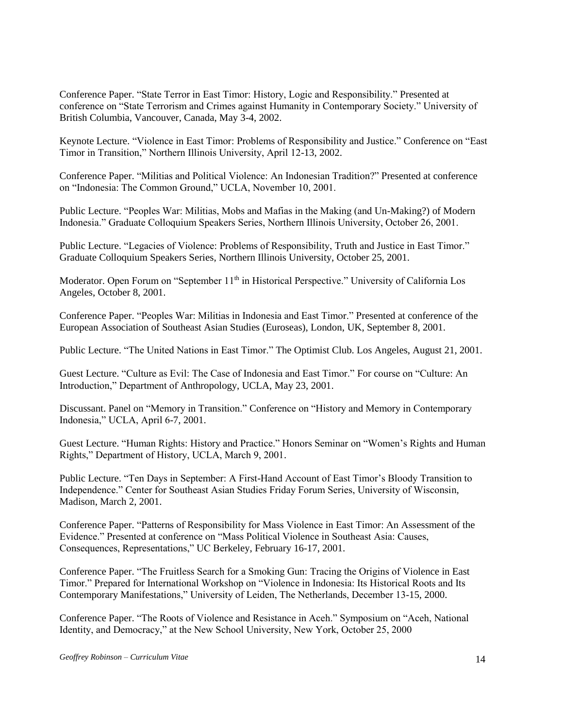Conference Paper. “State Terror in East Timor: History, Logic and Responsibility.” Presented at conference on “State Terrorism and Crimes against Humanity in Contemporary Society.” University of British Columbia, Vancouver, Canada, May 3-4, 2002.

Keynote Lecture. “Violence in East Timor: Problems of Responsibility and Justice.” Conference on “East Timor in Transition,” Northern Illinois University, April 12-13, 2002.

Conference Paper. “Militias and Political Violence: An Indonesian Tradition?” Presented at conference on “Indonesia: The Common Ground,” UCLA, November 10, 2001.

Public Lecture. “Peoples War: Militias, Mobs and Mafias in the Making (and Un-Making?) of Modern Indonesia.” Graduate Colloquium Speakers Series, Northern Illinois University, October 26, 2001.

Public Lecture. “Legacies of Violence: Problems of Responsibility, Truth and Justice in East Timor.” Graduate Colloquium Speakers Series, Northern Illinois University, October 25, 2001.

Moderator. Open Forum on “September 11th in Historical Perspective.” University of California Los Angeles, October 8, 2001.

Conference Paper. “Peoples War: Militias in Indonesia and East Timor.” Presented at conference of the European Association of Southeast Asian Studies (Euroseas), London, UK, September 8, 2001.

Public Lecture. “The United Nations in East Timor.” The Optimist Club. Los Angeles, August 21, 2001.

Guest Lecture. “Culture as Evil: The Case of Indonesia and East Timor.” For course on “Culture: An Introduction,” Department of Anthropology, UCLA, May 23, 2001.

Discussant. Panel on “Memory in Transition.” Conference on “History and Memory in Contemporary Indonesia,” UCLA, April 6-7, 2001.

Guest Lecture. “Human Rights: History and Practice.” Honors Seminar on “Women’s Rights and Human Rights,” Department of History, UCLA, March 9, 2001.

Public Lecture. “Ten Days in September: A First-Hand Account of East Timor’s Bloody Transition to Independence.” Center for Southeast Asian Studies Friday Forum Series, University of Wisconsin, Madison, March 2, 2001.

Conference Paper. “Patterns of Responsibility for Mass Violence in East Timor: An Assessment of the Evidence.” Presented at conference on “Mass Political Violence in Southeast Asia: Causes, Consequences, Representations,” UC Berkeley, February 16-17, 2001.

Conference Paper. “The Fruitless Search for a Smoking Gun: Tracing the Origins of Violence in East Timor.” Prepared for International Workshop on “Violence in Indonesia: Its Historical Roots and Its Contemporary Manifestations,” University of Leiden, The Netherlands, December 13-15, 2000.

Conference Paper. “The Roots of Violence and Resistance in Aceh.” Symposium on “Aceh, National Identity, and Democracy,” at the New School University, New York, October 25, 2000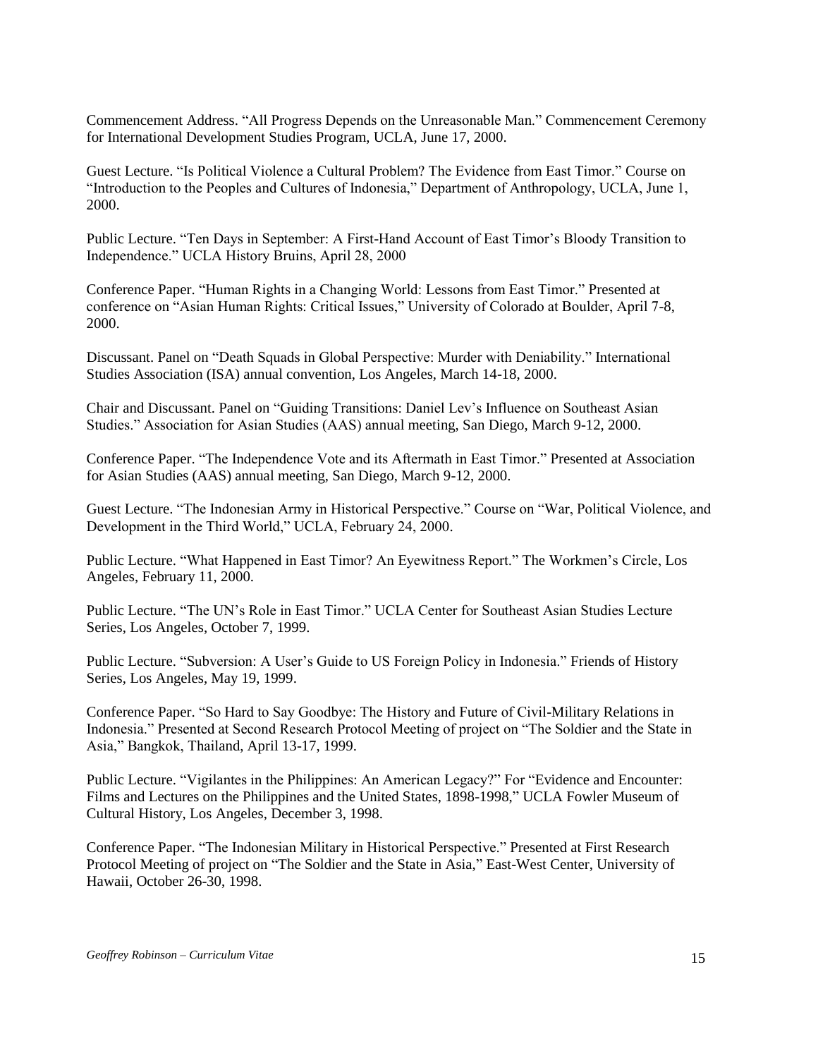Commencement Address. “All Progress Depends on the Unreasonable Man.” Commencement Ceremony for International Development Studies Program, UCLA, June 17, 2000.

Guest Lecture. “Is Political Violence a Cultural Problem? The Evidence from East Timor.” Course on “Introduction to the Peoples and Cultures of Indonesia,” Department of Anthropology, UCLA, June 1, 2000.

Public Lecture. “Ten Days in September: A First-Hand Account of East Timor’s Bloody Transition to Independence.” UCLA History Bruins, April 28, 2000

Conference Paper. “Human Rights in a Changing World: Lessons from East Timor.” Presented at conference on “Asian Human Rights: Critical Issues,” University of Colorado at Boulder, April 7-8, 2000.

Discussant. Panel on “Death Squads in Global Perspective: Murder with Deniability.” International Studies Association (ISA) annual convention, Los Angeles, March 14-18, 2000.

Chair and Discussant. Panel on “Guiding Transitions: Daniel Lev’s Influence on Southeast Asian Studies.” Association for Asian Studies (AAS) annual meeting, San Diego, March 9-12, 2000.

Conference Paper. “The Independence Vote and its Aftermath in East Timor.” Presented at Association for Asian Studies (AAS) annual meeting, San Diego, March 9-12, 2000.

Guest Lecture. “The Indonesian Army in Historical Perspective.” Course on “War, Political Violence, and Development in the Third World,” UCLA, February 24, 2000.

Public Lecture. “What Happened in East Timor? An Eyewitness Report.” The Workmen’s Circle, Los Angeles, February 11, 2000.

Public Lecture. “The UN’s Role in East Timor.” UCLA Center for Southeast Asian Studies Lecture Series, Los Angeles, October 7, 1999.

Public Lecture. “Subversion: A User’s Guide to US Foreign Policy in Indonesia.” Friends of History Series, Los Angeles, May 19, 1999.

Conference Paper. “So Hard to Say Goodbye: The History and Future of Civil-Military Relations in Indonesia.” Presented at Second Research Protocol Meeting of project on “The Soldier and the State in Asia,” Bangkok, Thailand, April 13-17, 1999.

Public Lecture. “Vigilantes in the Philippines: An American Legacy?” For “Evidence and Encounter: Films and Lectures on the Philippines and the United States, 1898-1998,” UCLA Fowler Museum of Cultural History, Los Angeles, December 3, 1998.

Conference Paper. “The Indonesian Military in Historical Perspective.” Presented at First Research Protocol Meeting of project on “The Soldier and the State in Asia,” East-West Center, University of Hawaii, October 26-30, 1998.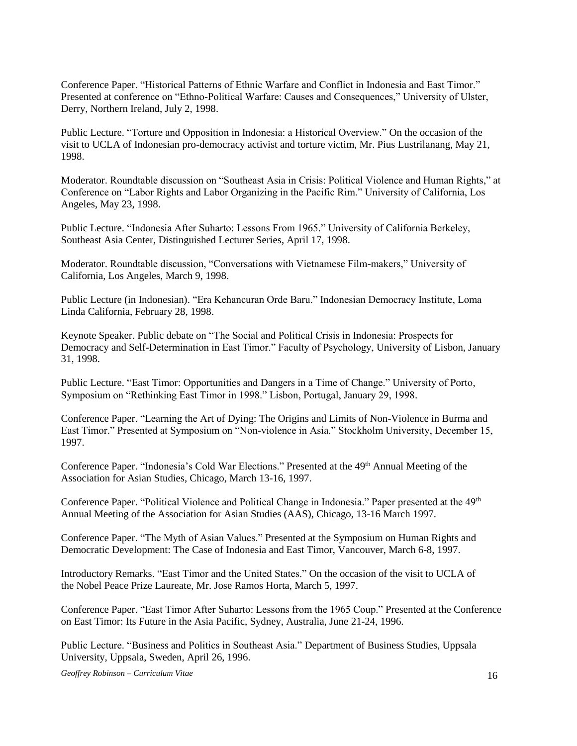Conference Paper. "Historical Patterns of Ethnic Warfare and Conflict in Indonesia and East Timor." Presented at conference on "Ethno-Political Warfare: Causes and Consequences," University of Ulster, Derry, Northern Ireland, July 2, 1998.

Public Lecture. "Torture and Opposition in Indonesia: a Historical Overview." On the occasion of the visit to UCLA of Indonesian pro-democracy activist and torture victim, Mr. Pius Lustrilanang, May 21, 1998.

Moderator. Roundtable discussion on "Southeast Asia in Crisis: Political Violence and Human Rights," at Conference on "Labor Rights and Labor Organizing in the Pacific Rim." University of California, Los Angeles, May 23, 1998.

Public Lecture. "Indonesia After Suharto: Lessons From 1965." University of California Berkeley, Southeast Asia Center, Distinguished Lecturer Series, April 17, 1998.

Moderator. Roundtable discussion, "Conversations with Vietnamese Film-makers," University of California, Los Angeles, March 9, 1998.

Public Lecture (in Indonesian). "Era Kehancuran Orde Baru." Indonesian Democracy Institute, Loma Linda California, February 28, 1998.

Keynote Speaker. Public debate on "The Social and Political Crisis in Indonesia: Prospects for Democracy and Self-Determination in East Timor." Faculty of Psychology, University of Lisbon, January 31, 1998.

Public Lecture. "East Timor: Opportunities and Dangers in a Time of Change." University of Porto, Symposium on "Rethinking East Timor in 1998." Lisbon, Portugal, January 29, 1998.

Conference Paper. "Learning the Art of Dying: The Origins and Limits of Non-Violence in Burma and East Timor." Presented at Symposium on "Non-violence in Asia." Stockholm University, December 15, 1997.

Conference Paper. "Indonesia's Cold War Elections." Presented at the 49th Annual Meeting of the Association for Asian Studies, Chicago, March 13-16, 1997.

Conference Paper. "Political Violence and Political Change in Indonesia." Paper presented at the 49th Annual Meeting of the Association for Asian Studies (AAS), Chicago, 13-16 March 1997.

Conference Paper. "The Myth of Asian Values." Presented at the Symposium on Human Rights and Democratic Development: The Case of Indonesia and East Timor, Vancouver, March 6-8, 1997.

Introductory Remarks. "East Timor and the United States." On the occasion of the visit to UCLA of the Nobel Peace Prize Laureate, Mr. Jose Ramos Horta, March 5, 1997.

Conference Paper. "East Timor After Suharto: Lessons from the 1965 Coup." Presented at the Conference on East Timor: Its Future in the Asia Pacific, Sydney, Australia, June 21-24, 1996.

Public Lecture. "Business and Politics in Southeast Asia." Department of Business Studies, Uppsala University, Uppsala, Sweden, April 26, 1996.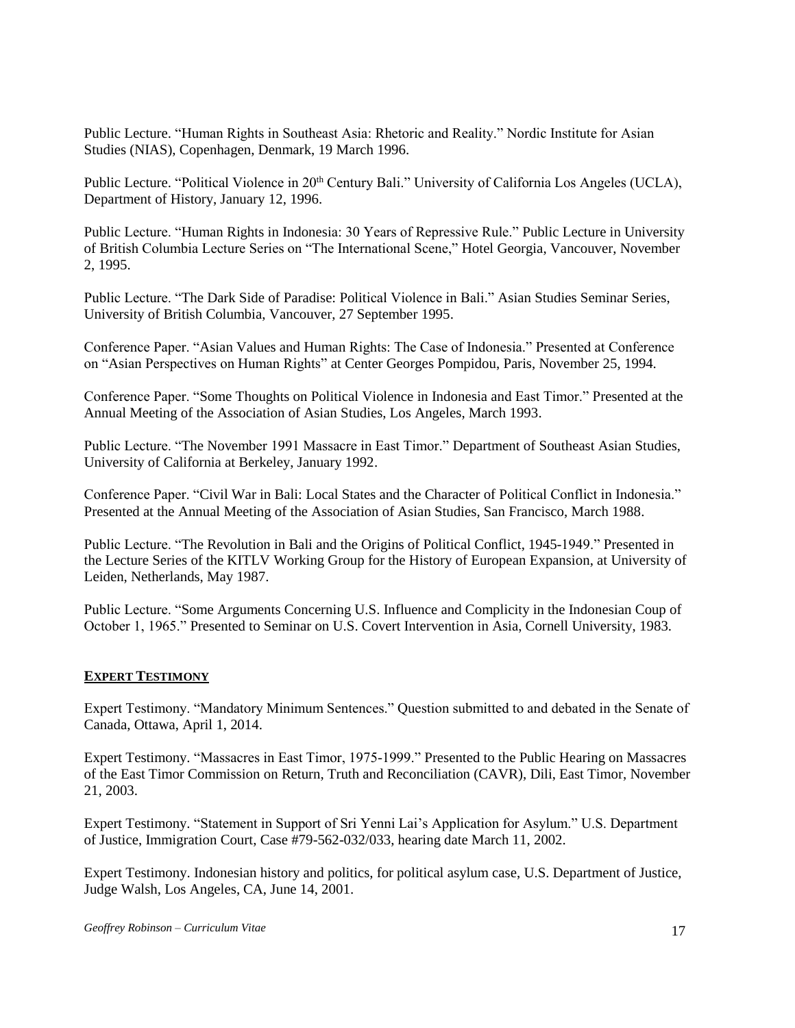Public Lecture. “Human Rights in Southeast Asia: Rhetoric and Reality.” Nordic Institute for Asian Studies (NIAS), Copenhagen, Denmark, 19 March 1996.

Public Lecture. “Political Violence in 20th Century Bali.” University of California Los Angeles (UCLA), Department of History, January 12, 1996.

Public Lecture. “Human Rights in Indonesia: 30 Years of Repressive Rule.” Public Lecture in University of British Columbia Lecture Series on “The International Scene,” Hotel Georgia, Vancouver, November 2, 1995.

Public Lecture. “The Dark Side of Paradise: Political Violence in Bali.” Asian Studies Seminar Series, University of British Columbia, Vancouver, 27 September 1995.

Conference Paper. “Asian Values and Human Rights: The Case of Indonesia.” Presented at Conference on “Asian Perspectives on Human Rights” at Center Georges Pompidou, Paris, November 25, 1994.

Conference Paper. “Some Thoughts on Political Violence in Indonesia and East Timor.” Presented at the Annual Meeting of the Association of Asian Studies, Los Angeles, March 1993.

Public Lecture. “The November 1991 Massacre in East Timor.” Department of Southeast Asian Studies, University of California at Berkeley, January 1992.

Conference Paper. “Civil War in Bali: Local States and the Character of Political Conflict in Indonesia.” Presented at the Annual Meeting of the Association of Asian Studies, San Francisco, March 1988.

Public Lecture. “The Revolution in Bali and the Origins of Political Conflict, 1945-1949.” Presented in the Lecture Series of the KITLV Working Group for the History of European Expansion, at University of Leiden, Netherlands, May 1987.

Public Lecture. “Some Arguments Concerning U.S. Influence and Complicity in the Indonesian Coup of October 1, 1965.” Presented to Seminar on U.S. Covert Intervention in Asia, Cornell University, 1983.

## EXPERT TESTIMONY

Expert Testimony. “Mandatory Minimum Sentences.” Question submitted to and debated in the Senate of Canada, Ottawa, April 1, 2014.

Expert Testimony. “Massacres in East Timor, 1975-1999.” Presented to the Public Hearing on Massacres of the East Timor Commission on Return, Truth and Reconciliation (CAVR), Dili, East Timor, November 21, 2003.

Expert Testimony. “Statement in Support of Sri Yenni Lai’s Application for Asylum.” U.S. Department of Justice, Immigration Court, Case #79-562-032/033, hearing date March 11, 2002.

Expert Testimony. Indonesian history and politics, for political asylum case, U.S. Department of Justice, Judge Walsh, Los Angeles, CA, June 14, 2001.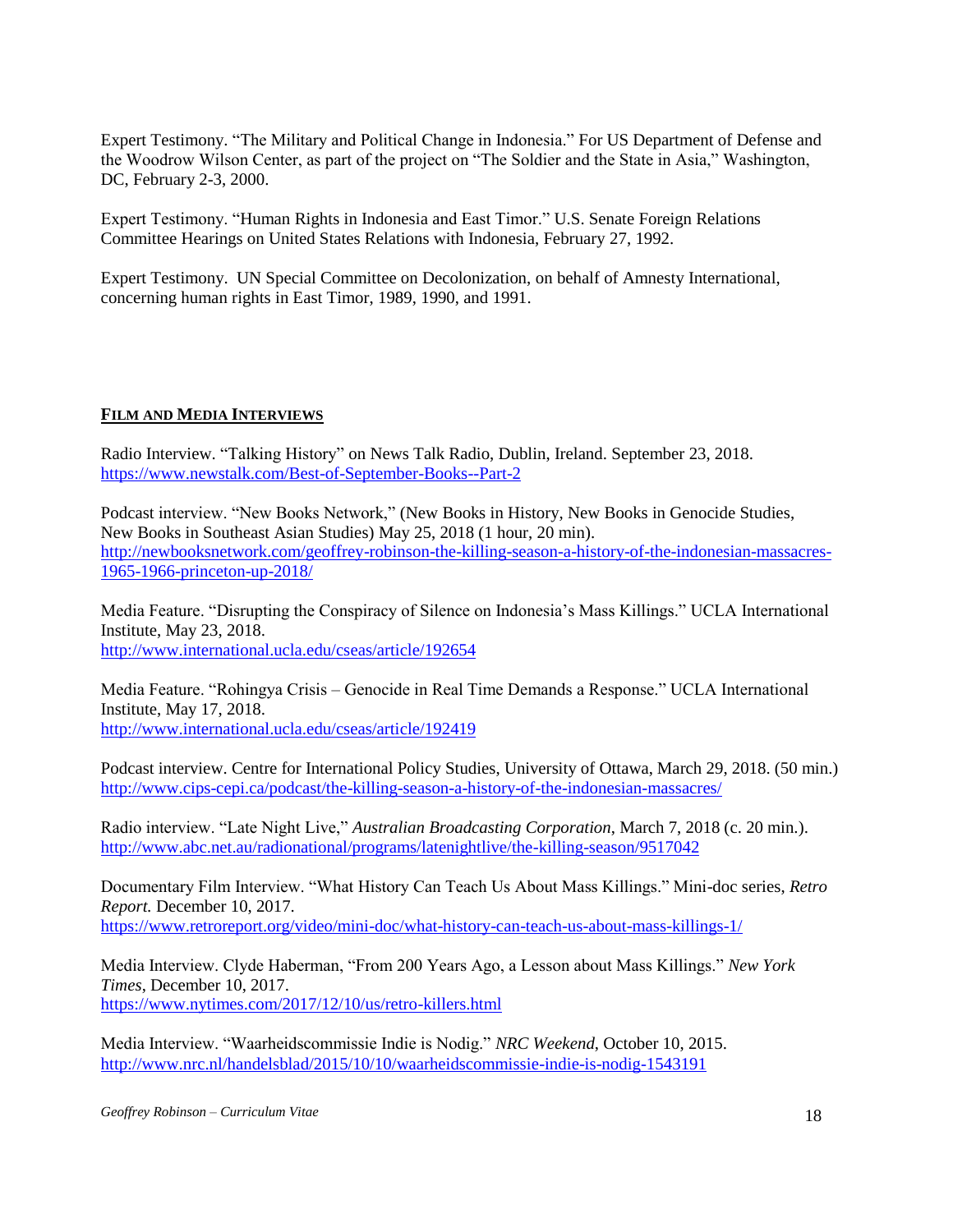Expert Testimony. "The Military and Political Change in Indonesia." For US Department of Defense and the Woodrow Wilson Center, as part of the project on "The Soldier and the State in Asia," Washington, DC, February 2-3, 2000.

Expert Testimony. "Human Rights in Indonesia and East Timor." U.S. Senate Foreign Relations Committee Hearings on United States Relations with Indonesia, February 27, 1992.

Expert Testimony. UN Special Committee on Decolonization, on behalf of Amnesty International, concerning human rights in East Timor, 1989, 1990, and 1991.

## FILM AND MEDIA INTERVIEWS

Radio Interview. "Talking History" on News Talk Radio, Dublin, Ireland. September 23, 2018.
https://www.newstalk.com/Best-of-September-Books--Part-2

Podcast interview. "New Books Network," (New Books in History, New Books in Genocide Studies, New Books in Southeast Asian Studies) May 25, 2018 (1 hour, 20 min).
http://newbooksnetwork.com/geoffrey-robinson-the-killing-season-a-history-of-the-indonesian-massacres-1965-1966-princeton-up-2018/

Media Feature. "Disrupting the Conspiracy of Silence on Indonesia's Mass Killings." UCLA International Institute, May 23, 2018.
http://www.international.ucla.edu/cseas/article/192654

Media Feature. "Rohingya Crisis – Genocide in Real Time Demands a Response." UCLA International Institute, May 17, 2018.
http://www.international.ucla.edu/cseas/article/192419

Podcast interview. Centre for International Policy Studies, University of Ottawa, March 29, 2018. (50 min.)
http://www.cips-cepi.ca/podcast/the-killing-season-a-history-of-the-indonesian-massacres/

Radio interview. "Late Night Live," *Australian Broadcasting Corporation*, March 7, 2018 (c. 20 min.).
http://www.abc.net.au/radionational/programs/latenightlive/the-killing-season/9517042

Documentary Film Interview. "What History Can Teach Us About Mass Killings." Mini-doc series, *Retro Report.* December 10, 2017.
https://www.retroreport.org/video/mini-doc/what-history-can-teach-us-about-mass-killings-1/

Media Interview. Clyde Haberman, "From 200 Years Ago, a Lesson about Mass Killings." *New York Times*, December 10, 2017.
https://www.nytimes.com/2017/12/10/us/retro-killers.html

Media Interview. "Waarheidscommissie Indie is Nodig." *NRC Weekend*, October 10, 2015.
http://www.nrc.nl/handelsblad/2015/10/10/waarheidscommissie-indie-is-nodig-1543191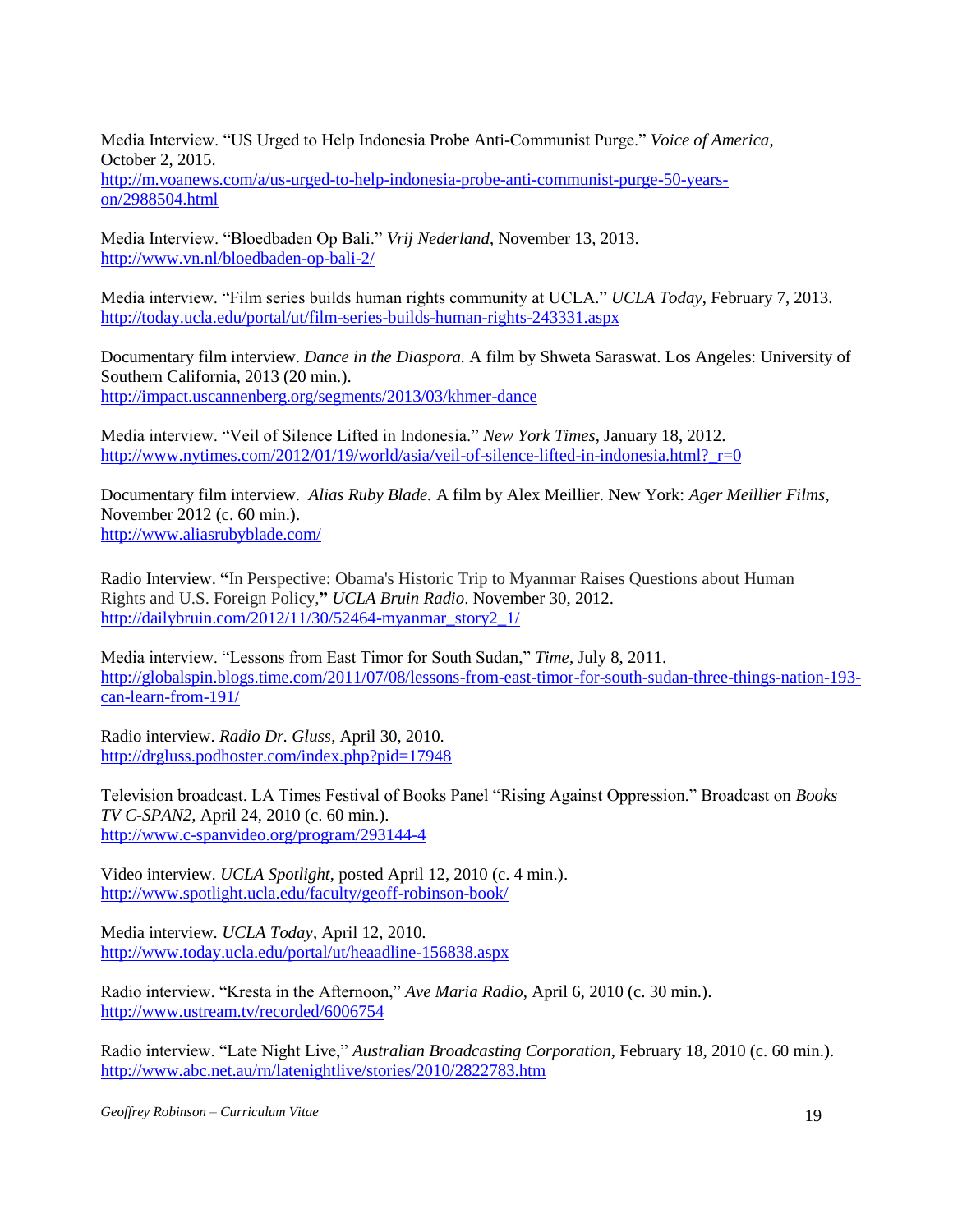Media Interview. "US Urged to Help Indonesia Probe Anti-Communist Purge." *Voice of America*, October 2, 2015.
http://m.voanews.com/a/us-urged-to-help-indonesia-probe-anti-communist-purge-50-years-on/2988504.html

Media Interview. "Bloedbaden Op Bali." *Vrij Nederland*, November 13, 2013.
http://www.vn.nl/bloedbaden-op-bali-2/

Media interview. "Film series builds human rights community at UCLA." *UCLA Today*, February 7, 2013.
http://today.ucla.edu/portal/ut/film-series-builds-human-rights-243331.aspx

Documentary film interview. *Dance in the Diaspora.* A film by Shweta Saraswat. Los Angeles: University of Southern California, 2013 (20 min.).
http://impact.uscannenberg.org/segments/2013/03/khmer-dance

Media interview. "Veil of Silence Lifted in Indonesia." *New York Times*, January 18, 2012.
http://www.nytimes.com/2012/01/19/world/asia/veil-of-silence-lifted-in-indonesia.html?_r=0

Documentary film interview. *Alias Ruby Blade.* A film by Alex Meillier. New York: *Ager Meillier Films*, November 2012 (c. 60 min.).
http://www.aliasrubyblade.com/

Radio Interview. **"**In Perspective: Obama's Historic Trip to Myanmar Raises Questions about Human Rights and U.S. Foreign Policy,**"** *UCLA Bruin Radio*. November 30, 2012.
http://dailybruin.com/2012/11/30/52464-myanmar_story2_1/

Media interview. "Lessons from East Timor for South Sudan," *Time*, July 8, 2011.
http://globalspin.blogs.time.com/2011/07/08/lessons-from-east-timor-for-south-sudan-three-things-nation-193-can-learn-from-191/

Radio interview. *Radio Dr. Gluss*, April 30, 2010.
http://drgluss.podhoster.com/index.php?pid=17948

Television broadcast. LA Times Festival of Books Panel "Rising Against Oppression." Broadcast on *Books TV C-SPAN2*, April 24, 2010 (c. 60 min.).
http://www.c-spanvideo.org/program/293144-4

Video interview. *UCLA Spotlight*, posted April 12, 2010 (c. 4 min.).
http://www.spotlight.ucla.edu/faculty/geoff-robinson-book/

Media interview. *UCLA Today*, April 12, 2010.
http://www.today.ucla.edu/portal/ut/heaadline-156838.aspx

Radio interview. "Kresta in the Afternoon," *Ave Maria Radio*, April 6, 2010 (c. 30 min.).
http://www.ustream.tv/recorded/6006754

Radio interview. "Late Night Live," *Australian Broadcasting Corporation*, February 18, 2010 (c. 60 min.).
http://www.abc.net.au/rn/latenightlive/stories/2010/2822783.htm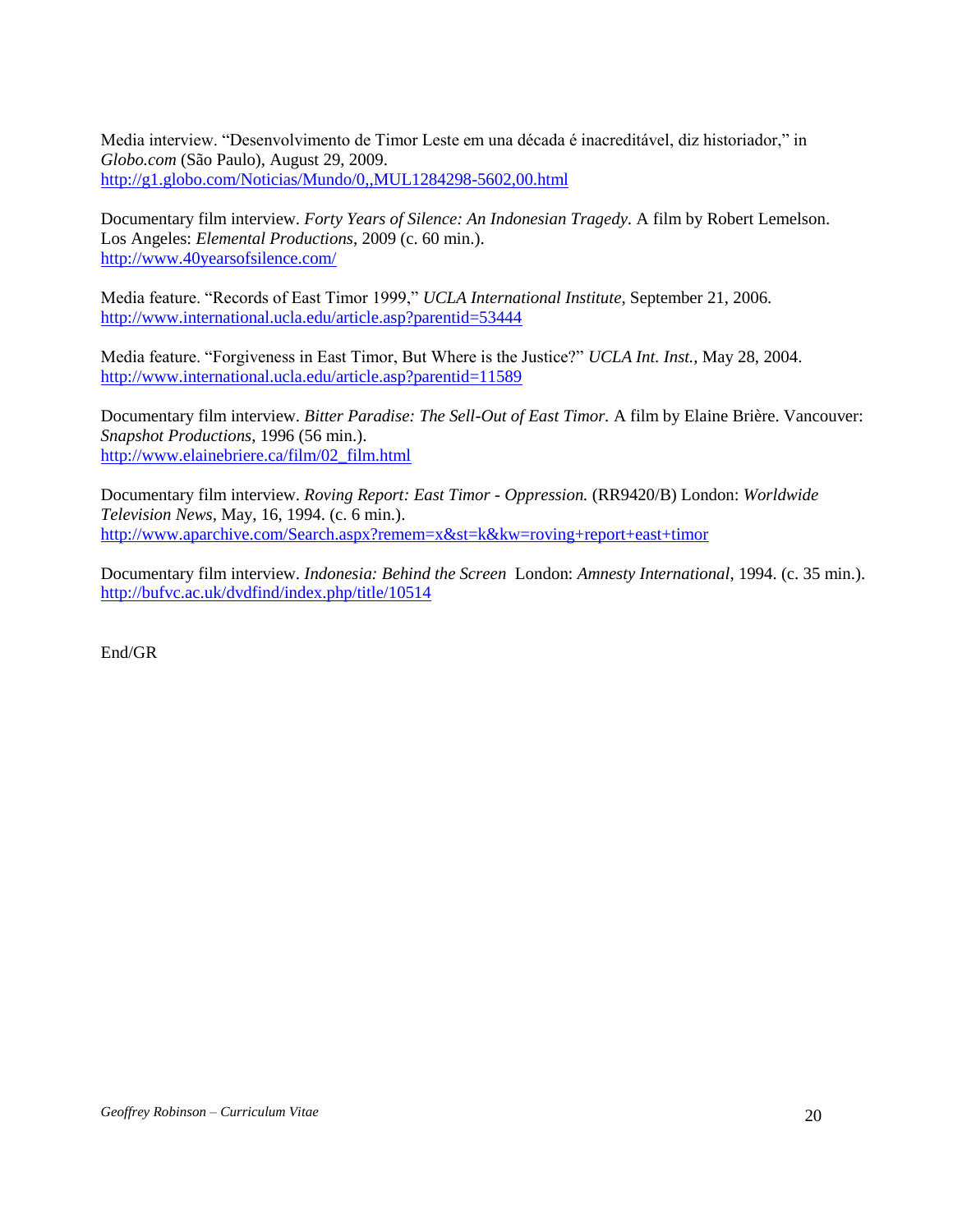Media interview. "Desenvolvimento de Timor Leste em una década é inacreditável, diz historiador," in *Globo.com* (São Paulo), August 29, 2009.
http://g1.globo.com/Noticias/Mundo/0,,MUL1284298-5602,00.html

Documentary film interview. *Forty Years of Silence: An Indonesian Tragedy*. A film by Robert Lemelson. Los Angeles: *Elemental Productions*, 2009 (c. 60 min.).
http://www.40yearsofsilence.com/

Media feature. "Records of East Timor 1999," *UCLA International Institute*, September 21, 2006.
http://www.international.ucla.edu/article.asp?parentid=53444

Media feature. "Forgiveness in East Timor, But Where is the Justice?" *UCLA Int. Inst.*, May 28, 2004.
http://www.international.ucla.edu/article.asp?parentid=11589

Documentary film interview. *Bitter Paradise: The Sell-Out of East Timor*. A film by Elaine Brière. Vancouver: *Snapshot Productions*, 1996 (56 min.).
http://www.elainebriere.ca/film/02_film.html

Documentary film interview. *Roving Report: East Timor - Oppression.* (RR9420/B) London: *Worldwide Television News*, May, 16, 1994. (c. 6 min.).
http://www.aparchive.com/Search.aspx?remem=x&st=k&kw=roving+report+east+timor

Documentary film interview. *Indonesia: Behind the Screen* London: *Amnesty International*, 1994. (c. 35 min.).
http://bufvc.ac.uk/dvdfind/index.php/title/10514

End/GR